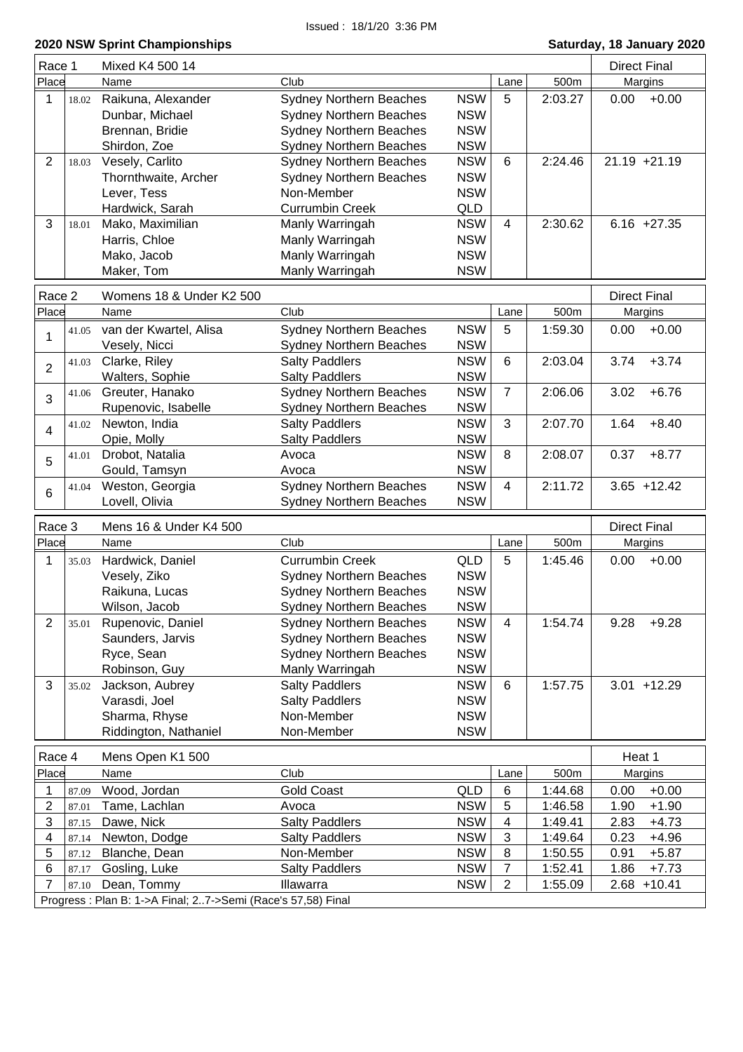Issued : 18/1/20 3:36 PM

## 2020 NSW Sprint Championships

**Saturday, 18 January 2020**

| Race 1 | | Mixed K4 500 14 | | | | | Direct Final | |
|---|---|---|---|---|---|---|---|---|
| Place | | Name | Club | | Lane | 500m | Margins | |
| 1 | 18.02 | Raikuna, Alexander | Sydney Northern Beaches | NSW | 5 | 2:03.27 | 0.00 | +0.00 |
| | | Dunbar, Michael | Sydney Northern Beaches | NSW | | | | |
| | | Brennan, Bridie | Sydney Northern Beaches | NSW | | | | |
| | | Shirdon, Zoe | Sydney Northern Beaches | NSW | | | | |
| 2 | 18.03 | Vesely, Carlito | Sydney Northern Beaches | NSW | 6 | 2:24.46 | 21.19 | +21.19 |
| | | Thornthwaite, Archer | Sydney Northern Beaches | NSW | | | | |
| | | Lever, Tess | Non-Member | NSW | | | | |
| | | Hardwick, Sarah | Currumbin Creek | QLD | | | | |
| 3 | 18.01 | Mako, Maximilian | Manly Warringah | NSW | 4 | 2:30.62 | 6.16 | +27.35 |
| | | Harris, Chloe | Manly Warringah | NSW | | | | |
| | | Mako, Jacob | Manly Warringah | NSW | | | | |
| | | Maker, Tom | Manly Warringah | NSW | | | | |

| Race 2 | | Womens 18 & Under K2 500 | | | | | Direct Final | |
|---|---|---|---|---|---|---|---|---|
| Place | | Name | Club | | Lane | 500m | Margins | |
| 1 | 41.05 | van der Kwartel, Alisa | Sydney Northern Beaches | NSW | 5 | 1:59.30 | 0.00 | +0.00 |
| | | Vesely, Nicci | Sydney Northern Beaches | NSW | | | | |
| 2 | 41.03 | Clarke, Riley | Salty Paddlers | NSW | 6 | 2:03.04 | 3.74 | +3.74 |
| | | Walters, Sophie | Salty Paddlers | NSW | | | | |
| 3 | 41.06 | Greuter, Hanako | Sydney Northern Beaches | NSW | 7 | 2:06.06 | 3.02 | +6.76 |
| | | Rupenovic, Isabelle | Sydney Northern Beaches | NSW | | | | |
| 4 | 41.02 | Newton, India | Salty Paddlers | NSW | 3 | 2:07.70 | 1.64 | +8.40 |
| | | Opie, Molly | Salty Paddlers | NSW | | | | |
| 5 | 41.01 | Drobot, Natalia | Avoca | NSW | 8 | 2:08.07 | 0.37 | +8.77 |
| | | Gould, Tamsyn | Avoca | NSW | | | | |
| 6 | 41.04 | Weston, Georgia | Sydney Northern Beaches | NSW | 4 | 2:11.72 | 3.65 | +12.42 |
| | | Lovell, Olivia | Sydney Northern Beaches | NSW | | | | |

| Race 3 | | Mens 16 & Under K4 500 | | | | | Direct Final | |
|---|---|---|---|---|---|---|---|---|
| Place | | Name | Club | | Lane | 500m | Margins | |
| 1 | 35.03 | Hardwick, Daniel | Currumbin Creek | QLD | 5 | 1:45.46 | 0.00 | +0.00 |
| | | Vesely, Ziko | Sydney Northern Beaches | NSW | | | | |
| | | Raikuna, Lucas | Sydney Northern Beaches | NSW | | | | |
| | | Wilson, Jacob | Sydney Northern Beaches | NSW | | | | |
| 2 | 35.01 | Rupenovic, Daniel | Sydney Northern Beaches | NSW | 4 | 1:54.74 | 9.28 | +9.28 |
| | | Saunders, Jarvis | Sydney Northern Beaches | NSW | | | | |
| | | Ryce, Sean | Sydney Northern Beaches | NSW | | | | |
| | | Robinson, Guy | Manly Warringah | NSW | | | | |
| 3 | 35.02 | Jackson, Aubrey | Salty Paddlers | NSW | 6 | 1:57.75 | 3.01 | +12.29 |
| | | Varasdi, Joel | Salty Paddlers | NSW | | | | |
| | | Sharma, Rhyse | Non-Member | NSW | | | | |
| | | Riddington, Nathaniel | Non-Member | NSW | | | | |

| Race 4 | | Mens Open K1 500 | | | | | Heat 1 | |
|---|---|---|---|---|---|---|---|---|
| Place | | Name | Club | | Lane | 500m | Margins | |
| 1 | 87.09 | Wood, Jordan | Gold Coast | QLD | 6 | 1:44.68 | 0.00 | +0.00 |
| 2 | 87.01 | Tame, Lachlan | Avoca | NSW | 5 | 1:46.58 | 1.90 | +1.90 |
| 3 | 87.15 | Dawe, Nick | Salty Paddlers | NSW | 4 | 1:49.41 | 2.83 | +4.73 |
| 4 | 87.14 | Newton, Dodge | Salty Paddlers | NSW | 3 | 1:49.64 | 0.23 | +4.96 |
| 5 | 87.12 | Blanche, Dean | Non-Member | NSW | 8 | 1:50.55 | 0.91 | +5.87 |
| 6 | 87.17 | Gosling, Luke | Salty Paddlers | NSW | 7 | 1:52.41 | 1.86 | +7.73 |
| 7 | 87.10 | Dean, Tommy | Illawarra | NSW | 2 | 1:55.09 | 2.68 | +10.41 |

Progress : Plan B: 1->A Final; 2..7->Semi (Race's 57,58) Final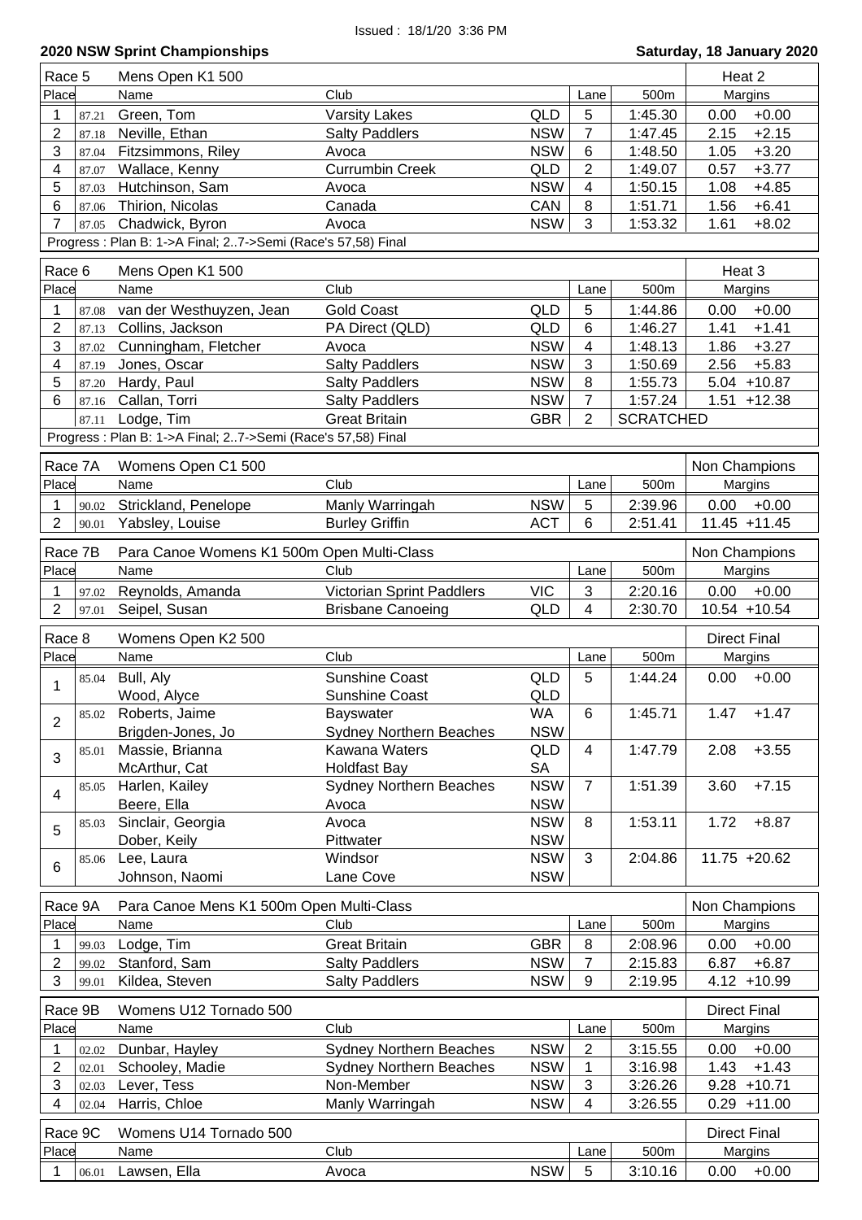Issued : 18/1/20 3:36 PM

**2020 NSW Sprint Championships** — **Saturday, 18 January 2020**

**Race 5 — Mens Open K1 500 — Heat 2**

| Place | | Name | Club | | Lane | 500m | Margins | |
|---|---|---|---|---|---|---|---|---|
| 1 | 87.21 | Green, Tom | Varsity Lakes | QLD | 5 | 1:45.30 | 0.00 | +0.00 |
| 2 | 87.18 | Neville, Ethan | Salty Paddlers | NSW | 7 | 1:47.45 | 2.15 | +2.15 |
| 3 | 87.04 | Fitzsimmons, Riley | Avoca | NSW | 6 | 1:48.50 | 1.05 | +3.20 |
| 4 | 87.07 | Wallace, Kenny | Currumbin Creek | QLD | 2 | 1:49.07 | 0.57 | +3.77 |
| 5 | 87.03 | Hutchinson, Sam | Avoca | NSW | 4 | 1:50.15 | 1.08 | +4.85 |
| 6 | 87.06 | Thirion, Nicolas | Canada | CAN | 8 | 1:51.71 | 1.56 | +6.41 |
| 7 | 87.05 | Chadwick, Byron | Avoca | NSW | 3 | 1:53.32 | 1.61 | +8.02 |

Progress : Plan B: 1->A Final; 2..7->Semi (Race's 57,58) Final

**Race 6 — Mens Open K1 500 — Heat 3**

| Place | | Name | Club | | Lane | 500m | Margins | |
|---|---|---|---|---|---|---|---|---|
| 1 | 87.08 | van der Westhuyzen, Jean | Gold Coast | QLD | 5 | 1:44.86 | 0.00 | +0.00 |
| 2 | 87.13 | Collins, Jackson | PA Direct (QLD) | QLD | 6 | 1:46.27 | 1.41 | +1.41 |
| 3 | 87.02 | Cunningham, Fletcher | Avoca | NSW | 4 | 1:48.13 | 1.86 | +3.27 |
| 4 | 87.19 | Jones, Oscar | Salty Paddlers | NSW | 3 | 1:50.69 | 2.56 | +5.83 |
| 5 | 87.20 | Hardy, Paul | Salty Paddlers | NSW | 8 | 1:55.73 | 5.04 | +10.87 |
| 6 | 87.16 | Callan, Torri | Salty Paddlers | NSW | 7 | 1:57.24 | 1.51 | +12.38 |
| | 87.11 | Lodge, Tim | Great Britain | GBR | 2 | SCRATCHED | | |

Progress : Plan B: 1->A Final; 2..7->Semi (Race's 57,58) Final

**Race 7A — Womens Open C1 500 — Non Champions**

| Place | | Name | Club | | Lane | 500m | Margins | |
|---|---|---|---|---|---|---|---|---|
| 1 | 90.02 | Strickland, Penelope | Manly Warringah | NSW | 5 | 2:39.96 | 0.00 | +0.00 |
| 2 | 90.01 | Yabsley, Louise | Burley Griffin | ACT | 6 | 2:51.41 | 11.45 | +11.45 |

**Race 7B — Para Canoe Womens K1 500m Open Multi-Class — Non Champions**

| Place | | Name | Club | | Lane | 500m | Margins | |
|---|---|---|---|---|---|---|---|---|
| 1 | 97.02 | Reynolds, Amanda | Victorian Sprint Paddlers | VIC | 3 | 2:20.16 | 0.00 | +0.00 |
| 2 | 97.01 | Seipel, Susan | Brisbane Canoeing | QLD | 4 | 2:30.70 | 10.54 | +10.54 |

**Race 8 — Womens Open K2 500 — Direct Final**

| Place | | Name | Club | | Lane | 500m | Margins | |
|---|---|---|---|---|---|---|---|---|
| 1 | 85.04 | Bull, Aly | Sunshine Coast | QLD | 5 | 1:44.24 | 0.00 | +0.00 |
| | | Wood, Alyce | Sunshine Coast | QLD | | | | |
| 2 | 85.02 | Roberts, Jaime | Bayswater | WA | 6 | 1:45.71 | 1.47 | +1.47 |
| | | Brigden-Jones, Jo | Sydney Northern Beaches | NSW | | | | |
| 3 | 85.01 | Massie, Brianna | Kawana Waters | QLD | 4 | 1:47.79 | 2.08 | +3.55 |
| | | McArthur, Cat | Holdfast Bay | SA | | | | |
| 4 | 85.05 | Harlen, Kailey | Sydney Northern Beaches | NSW | 7 | 1:51.39 | 3.60 | +7.15 |
| | | Beere, Ella | Avoca | NSW | | | | |
| 5 | 85.03 | Sinclair, Georgia | Avoca | NSW | 8 | 1:53.11 | 1.72 | +8.87 |
| | | Dober, Keily | Pittwater | NSW | | | | |
| 6 | 85.06 | Lee, Laura | Windsor | NSW | 3 | 2:04.86 | 11.75 | +20.62 |
| | | Johnson, Naomi | Lane Cove | NSW | | | | |

**Race 9A — Para Canoe Mens K1 500m Open Multi-Class — Non Champions**

| Place | | Name | Club | | Lane | 500m | Margins | |
|---|---|---|---|---|---|---|---|---|
| 1 | 99.03 | Lodge, Tim | Great Britain | GBR | 8 | 2:08.96 | 0.00 | +0.00 |
| 2 | 99.02 | Stanford, Sam | Salty Paddlers | NSW | 7 | 2:15.83 | 6.87 | +6.87 |
| 3 | 99.01 | Kildea, Steven | Salty Paddlers | NSW | 9 | 2:19.95 | 4.12 | +10.99 |

**Race 9B — Womens U12 Tornado 500 — Direct Final**

| Place | | Name | Club | | Lane | 500m | Margins | |
|---|---|---|---|---|---|---|---|---|
| 1 | 02.02 | Dunbar, Hayley | Sydney Northern Beaches | NSW | 2 | 3:15.55 | 0.00 | +0.00 |
| 2 | 02.01 | Schooley, Madie | Sydney Northern Beaches | NSW | 1 | 3:16.98 | 1.43 | +1.43 |
| 3 | 02.03 | Lever, Tess | Non-Member | NSW | 3 | 3:26.26 | 9.28 | +10.71 |
| 4 | 02.04 | Harris, Chloe | Manly Warringah | NSW | 4 | 3:26.55 | 0.29 | +11.00 |

**Race 9C — Womens U14 Tornado 500 — Direct Final**

| Place | | Name | Club | | Lane | 500m | Margins | |
|---|---|---|---|---|---|---|---|---|
| 1 | 06.01 | Lawsen, Ella | Avoca | NSW | 5 | 3:10.16 | 0.00 | +0.00 |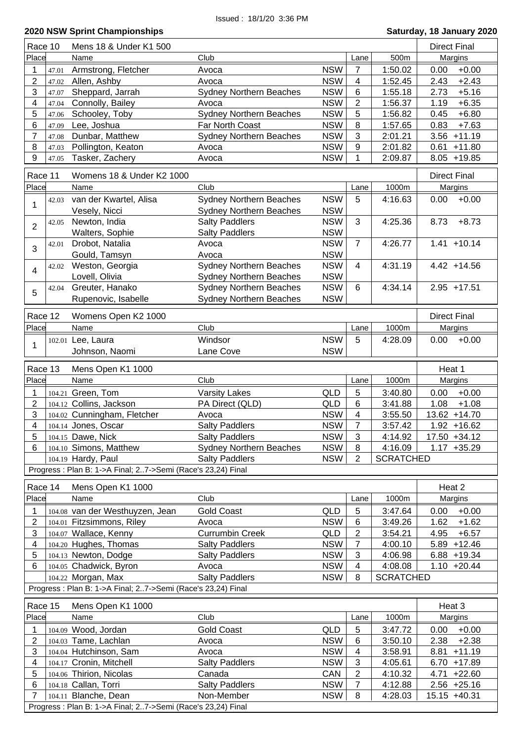Issued : 18/1/20 3:36 PM

## 2020 NSW Sprint Championships

**Saturday, 18 January 2020**

### Race 10 — Mens 18 & Under K1 500 — Direct Final

| Place | | Name | Club | | Lane | 500m | Margins | |
|---|---|---|---|---|---|---|---|---|
| 1 | 47.01 | Armstrong, Fletcher | Avoca | NSW | 7 | 1:50.02 | 0.00 | +0.00 |
| 2 | 47.02 | Allen, Ashby | Avoca | NSW | 4 | 1:52.45 | 2.43 | +2.43 |
| 3 | 47.07 | Sheppard, Jarrah | Sydney Northern Beaches | NSW | 6 | 1:55.18 | 2.73 | +5.16 |
| 4 | 47.04 | Connolly, Bailey | Avoca | NSW | 2 | 1:56.37 | 1.19 | +6.35 |
| 5 | 47.06 | Schooley, Toby | Sydney Northern Beaches | NSW | 5 | 1:56.82 | 0.45 | +6.80 |
| 6 | 47.09 | Lee, Joshua | Far North Coast | NSW | 8 | 1:57.65 | 0.83 | +7.63 |
| 7 | 47.08 | Dunbar, Matthew | Sydney Northern Beaches | NSW | 3 | 2:01.21 | 3.56 | +11.19 |
| 8 | 47.03 | Pollington, Keaton | Avoca | NSW | 9 | 2:01.82 | 0.61 | +11.80 |
| 9 | 47.05 | Tasker, Zachery | Avoca | NSW | 1 | 2:09.87 | 8.05 | +19.85 |

### Race 11 — Womens 18 & Under K2 1000 — Direct Final

| Place | | Name | Club | | Lane | 1000m | Margins | |
|---|---|---|---|---|---|---|---|---|
| 1 | 42.03 | van der Kwartel, Alisa | Sydney Northern Beaches | NSW | 5 | 4:16.63 | 0.00 | +0.00 |
| | | Vesely, Nicci | Sydney Northern Beaches | NSW | | | | |
| 2 | 42.05 | Newton, India | Salty Paddlers | NSW | 3 | 4:25.36 | 8.73 | +8.73 |
| | | Walters, Sophie | Salty Paddlers | NSW | | | | |
| 3 | 42.01 | Drobot, Natalia | Avoca | NSW | 7 | 4:26.77 | 1.41 | +10.14 |
| | | Gould, Tamsyn | Avoca | NSW | | | | |
| 4 | 42.02 | Weston, Georgia | Sydney Northern Beaches | NSW | 4 | 4:31.19 | 4.42 | +14.56 |
| | | Lovell, Olivia | Sydney Northern Beaches | NSW | | | | |
| 5 | 42.04 | Greuter, Hanako | Sydney Northern Beaches | NSW | 6 | 4:34.14 | 2.95 | +17.51 |
| | | Rupenovic, Isabelle | Sydney Northern Beaches | NSW | | | | |

### Race 12 — Womens Open K2 1000 — Direct Final

| Place | | Name | Club | | Lane | 1000m | Margins | |
|---|---|---|---|---|---|---|---|---|
| 1 | 102.01 | Lee, Laura | Windsor | NSW | 5 | 4:28.09 | 0.00 | +0.00 |
| | | Johnson, Naomi | Lane Cove | NSW | | | | |

### Race 13 — Mens Open K1 1000 — Heat 1

| Place | | Name | Club | | Lane | 1000m | Margins | |
|---|---|---|---|---|---|---|---|---|
| 1 | 104.21 | Green, Tom | Varsity Lakes | QLD | 5 | 3:40.80 | 0.00 | +0.00 |
| 2 | 104.12 | Collins, Jackson | PA Direct (QLD) | QLD | 6 | 3:41.88 | 1.08 | +1.08 |
| 3 | 104.02 | Cunningham, Fletcher | Avoca | NSW | 4 | 3:55.50 | 13.62 | +14.70 |
| 4 | 104.14 | Jones, Oscar | Salty Paddlers | NSW | 7 | 3:57.42 | 1.92 | +16.62 |
| 5 | 104.15 | Dawe, Nick | Salty Paddlers | NSW | 3 | 4:14.92 | 17.50 | +34.12 |
| 6 | 104.10 | Simons, Matthew | Sydney Northern Beaches | NSW | 8 | 4:16.09 | 1.17 | +35.29 |
| | 104.19 | Hardy, Paul | Salty Paddlers | NSW | 2 | SCRATCHED | | |

Progress : Plan B: 1->A Final; 2..7->Semi (Race's 23,24) Final

### Race 14 — Mens Open K1 1000 — Heat 2

| Place | | Name | Club | | Lane | 1000m | Margins | |
|---|---|---|---|---|---|---|---|---|
| 1 | 104.08 | van der Westhuyzen, Jean | Gold Coast | QLD | 5 | 3:47.64 | 0.00 | +0.00 |
| 2 | 104.01 | Fitzsimmons, Riley | Avoca | NSW | 6 | 3:49.26 | 1.62 | +1.62 |
| 3 | 104.07 | Wallace, Kenny | Currumbin Creek | QLD | 2 | 3:54.21 | 4.95 | +6.57 |
| 4 | 104.20 | Hughes, Thomas | Salty Paddlers | NSW | 7 | 4:00.10 | 5.89 | +12.46 |
| 5 | 104.13 | Newton, Dodge | Salty Paddlers | NSW | 3 | 4:06.98 | 6.88 | +19.34 |
| 6 | 104.05 | Chadwick, Byron | Avoca | NSW | 4 | 4:08.08 | 1.10 | +20.44 |
| | 104.22 | Morgan, Max | Salty Paddlers | NSW | 8 | SCRATCHED | | |

Progress : Plan B: 1->A Final; 2..7->Semi (Race's 23,24) Final

### Race 15 — Mens Open K1 1000 — Heat 3

| Place | | Name | Club | | Lane | 1000m | Margins | |
|---|---|---|---|---|---|---|---|---|
| 1 | 104.09 | Wood, Jordan | Gold Coast | QLD | 5 | 3:47.72 | 0.00 | +0.00 |
| 2 | 104.03 | Tame, Lachlan | Avoca | NSW | 6 | 3:50.10 | 2.38 | +2.38 |
| 3 | 104.04 | Hutchinson, Sam | Avoca | NSW | 4 | 3:58.91 | 8.81 | +11.19 |
| 4 | 104.17 | Cronin, Mitchell | Salty Paddlers | NSW | 3 | 4:05.61 | 6.70 | +17.89 |
| 5 | 104.06 | Thirion, Nicolas | Canada | CAN | 2 | 4:10.32 | 4.71 | +22.60 |
| 6 | 104.18 | Callan, Torri | Salty Paddlers | NSW | 7 | 4:12.88 | 2.56 | +25.16 |
| 7 | 104.11 | Blanche, Dean | Non-Member | NSW | 8 | 4:28.03 | 15.15 | +40.31 |

Progress : Plan B: 1->A Final; 2..7->Semi (Race's 23,24) Final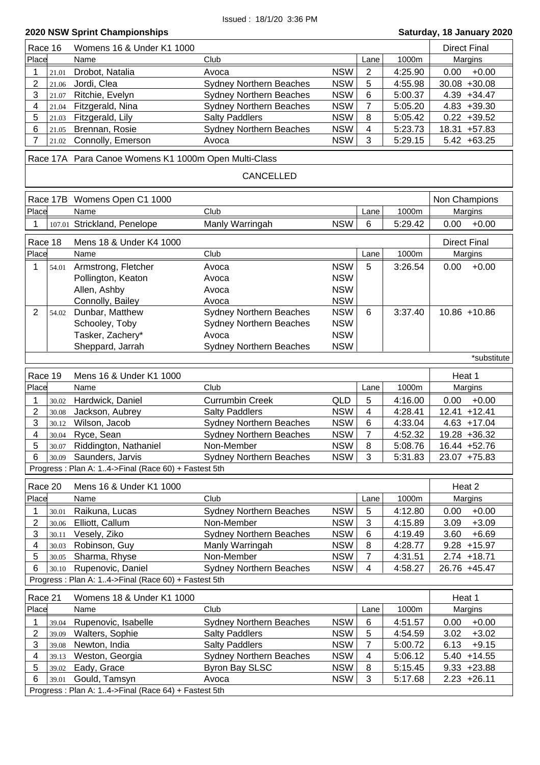Issued : 18/1/20 3:36 PM

## 2020 NSW Sprint Championships

**Saturday, 18 January 2020**

### Race 16 Womens 16 & Under K1 1000 — Direct Final

| Place | | Name | Club | | Lane | 1000m | Margins | |
|---|---|---|---|---|---|---|---|---|
| 1 | 21.01 | Drobot, Natalia | Avoca | NSW | 2 | 4:25.90 | 0.00 | +0.00 |
| 2 | 21.06 | Jordi, Clea | Sydney Northern Beaches | NSW | 5 | 4:55.98 | 30.08 | +30.08 |
| 3 | 21.07 | Ritchie, Evelyn | Sydney Northern Beaches | NSW | 6 | 5:00.37 | 4.39 | +34.47 |
| 4 | 21.04 | Fitzgerald, Nina | Sydney Northern Beaches | NSW | 7 | 5:05.20 | 4.83 | +39.30 |
| 5 | 21.03 | Fitzgerald, Lily | Salty Paddlers | NSW | 8 | 5:05.42 | 0.22 | +39.52 |
| 6 | 21.05 | Brennan, Rosie | Sydney Northern Beaches | NSW | 4 | 5:23.73 | 18.31 | +57.83 |
| 7 | 21.02 | Connolly, Emerson | Avoca | NSW | 3 | 5:29.15 | 5.42 | +63.25 |

### Race 17A Para Canoe Womens K1 1000m Open Multi-Class

CANCELLED

### Race 17B Womens Open C1 1000 — Non Champions

| Place | | Name | Club | | Lane | 1000m | Margins | |
|---|---|---|---|---|---|---|---|---|
| 1 | 107.01 | Strickland, Penelope | Manly Warringah | NSW | 6 | 5:29.42 | 0.00 | +0.00 |

### Race 18 Mens 18 & Under K4 1000 — Direct Final

| Place | | Name | Club | | Lane | 1000m | Margins | |
|---|---|---|---|---|---|---|---|---|
| 1 | 54.01 | Armstrong, Fletcher | Avoca | NSW | 5 | 3:26.54 | 0.00 | +0.00 |
| | | Pollington, Keaton | Avoca | NSW | | | | |
| | | Allen, Ashby | Avoca | NSW | | | | |
| | | Connolly, Bailey | Avoca | NSW | | | | |
| 2 | 54.02 | Dunbar, Matthew | Sydney Northern Beaches | NSW | 6 | 3:37.40 | 10.86 | +10.86 |
| | | Schooley, Toby | Sydney Northern Beaches | NSW | | | | |
| | | Tasker, Zachery* | Avoca | NSW | | | | |
| | | Sheppard, Jarrah | Sydney Northern Beaches | NSW | | | | |

*substitute

### Race 19 Mens 16 & Under K1 1000 — Heat 1

| Place | | Name | Club | | Lane | 1000m | Margins | |
|---|---|---|---|---|---|---|---|---|
| 1 | 30.02 | Hardwick, Daniel | Currumbin Creek | QLD | 5 | 4:16.00 | 0.00 | +0.00 |
| 2 | 30.08 | Jackson, Aubrey | Salty Paddlers | NSW | 4 | 4:28.41 | 12.41 | +12.41 |
| 3 | 30.12 | Wilson, Jacob | Sydney Northern Beaches | NSW | 6 | 4:33.04 | 4.63 | +17.04 |
| 4 | 30.04 | Ryce, Sean | Sydney Northern Beaches | NSW | 7 | 4:52.32 | 19.28 | +36.32 |
| 5 | 30.07 | Riddington, Nathaniel | Non-Member | NSW | 8 | 5:08.76 | 16.44 | +52.76 |
| 6 | 30.09 | Saunders, Jarvis | Sydney Northern Beaches | NSW | 3 | 5:31.83 | 23.07 | +75.83 |

Progress : Plan A: 1..4->Final (Race 60) + Fastest 5th

### Race 20 Mens 16 & Under K1 1000 — Heat 2

| Place | | Name | Club | | Lane | 1000m | Margins | |
|---|---|---|---|---|---|---|---|---|
| 1 | 30.01 | Raikuna, Lucas | Sydney Northern Beaches | NSW | 5 | 4:12.80 | 0.00 | +0.00 |
| 2 | 30.06 | Elliott, Callum | Non-Member | NSW | 3 | 4:15.89 | 3.09 | +3.09 |
| 3 | 30.11 | Vesely, Ziko | Sydney Northern Beaches | NSW | 6 | 4:19.49 | 3.60 | +6.69 |
| 4 | 30.03 | Robinson, Guy | Manly Warringah | NSW | 8 | 4:28.77 | 9.28 | +15.97 |
| 5 | 30.05 | Sharma, Rhyse | Non-Member | NSW | 7 | 4:31.51 | 2.74 | +18.71 |
| 6 | 30.10 | Rupenovic, Daniel | Sydney Northern Beaches | NSW | 4 | 4:58.27 | 26.76 | +45.47 |

Progress : Plan A: 1..4->Final (Race 60) + Fastest 5th

### Race 21 Womens 18 & Under K1 1000 — Heat 1

| Place | | Name | Club | | Lane | 1000m | Margins | |
|---|---|---|---|---|---|---|---|---|
| 1 | 39.04 | Rupenovic, Isabelle | Sydney Northern Beaches | NSW | 6 | 4:51.57 | 0.00 | +0.00 |
| 2 | 39.09 | Walters, Sophie | Salty Paddlers | NSW | 5 | 4:54.59 | 3.02 | +3.02 |
| 3 | 39.08 | Newton, India | Salty Paddlers | NSW | 7 | 5:00.72 | 6.13 | +9.15 |
| 4 | 39.13 | Weston, Georgia | Sydney Northern Beaches | NSW | 4 | 5:06.12 | 5.40 | +14.55 |
| 5 | 39.02 | Eady, Grace | Byron Bay SLSC | NSW | 8 | 5:15.45 | 9.33 | +23.88 |
| 6 | 39.01 | Gould, Tamsyn | Avoca | NSW | 3 | 5:17.68 | 2.23 | +26.11 |

Progress : Plan A: 1..4->Final (Race 64) + Fastest 5th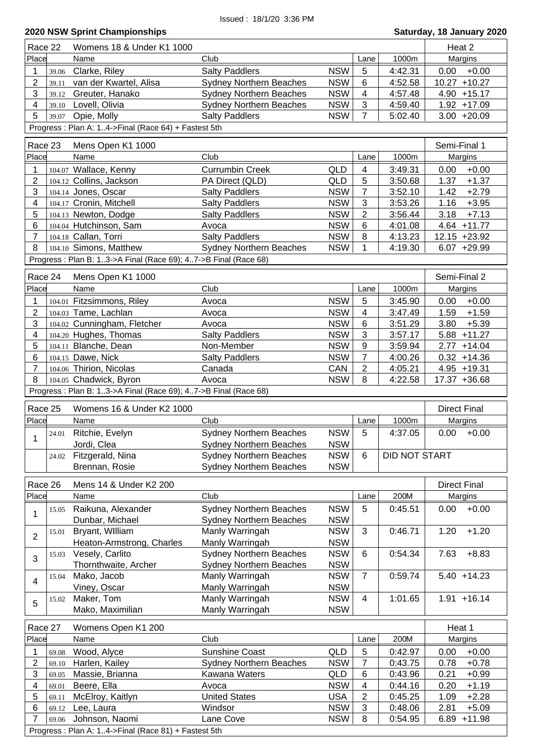Issued : 18/1/20 3:36 PM

**2020 NSW Sprint Championships** — **Saturday, 18 January 2020**

| Race 22 | Womens 18 & Under K1 1000 | | | | | Heat 2 | |
|---|---|---|---|---|---|---|---|
| Place | | Name | Club | | Lane | 1000m | Margins |
| 1 | 39.06 | Clarke, Riley | Salty Paddlers | NSW | 5 | 4:42.31 | 0.00 +0.00 |
| 2 | 39.11 | van der Kwartel, Alisa | Sydney Northern Beaches | NSW | 6 | 4:52.58 | 10.27 +10.27 |
| 3 | 39.12 | Greuter, Hanako | Sydney Northern Beaches | NSW | 4 | 4:57.48 | 4.90 +15.17 |
| 4 | 39.10 | Lovell, Olivia | Sydney Northern Beaches | NSW | 3 | 4:59.40 | 1.92 +17.09 |
| 5 | 39.07 | Opie, Molly | Salty Paddlers | NSW | 7 | 5:02.40 | 3.00 +20.09 |

Progress : Plan A: 1..4->Final (Race 64) + Fastest 5th

| Race 23 | Mens Open K1 1000 | | | | | Semi-Final 1 | |
|---|---|---|---|---|---|---|---|
| Place | | Name | Club | | Lane | 1000m | Margins |
| 1 | 104.07 | Wallace, Kenny | Currumbin Creek | QLD | 4 | 3:49.31 | 0.00 +0.00 |
| 2 | 104.12 | Collins, Jackson | PA Direct (QLD) | QLD | 5 | 3:50.68 | 1.37 +1.37 |
| 3 | 104.14 | Jones, Oscar | Salty Paddlers | NSW | 7 | 3:52.10 | 1.42 +2.79 |
| 4 | 104.17 | Cronin, Mitchell | Salty Paddlers | NSW | 3 | 3:53.26 | 1.16 +3.95 |
| 5 | 104.13 | Newton, Dodge | Salty Paddlers | NSW | 2 | 3:56.44 | 3.18 +7.13 |
| 6 | 104.04 | Hutchinson, Sam | Avoca | NSW | 6 | 4:01.08 | 4.64 +11.77 |
| 7 | 104.18 | Callan, Torri | Salty Paddlers | NSW | 8 | 4:13.23 | 12.15 +23.92 |
| 8 | 104.10 | Simons, Matthew | Sydney Northern Beaches | NSW | 1 | 4:19.30 | 6.07 +29.99 |

Progress : Plan B: 1..3->A Final (Race 69); 4..7->B Final (Race 68)

| Race 24 | Mens Open K1 1000 | | | | | Semi-Final 2 | |
|---|---|---|---|---|---|---|---|
| Place | | Name | Club | | Lane | 1000m | Margins |
| 1 | 104.01 | Fitzsimmons, Riley | Avoca | NSW | 5 | 3:45.90 | 0.00 +0.00 |
| 2 | 104.03 | Tame, Lachlan | Avoca | NSW | 4 | 3:47.49 | 1.59 +1.59 |
| 3 | 104.02 | Cunningham, Fletcher | Avoca | NSW | 6 | 3:51.29 | 3.80 +5.39 |
| 4 | 104.20 | Hughes, Thomas | Salty Paddlers | NSW | 3 | 3:57.17 | 5.88 +11.27 |
| 5 | 104.11 | Blanche, Dean | Non-Member | NSW | 9 | 3:59.94 | 2.77 +14.04 |
| 6 | 104.15 | Dawe, Nick | Salty Paddlers | NSW | 7 | 4:00.26 | 0.32 +14.36 |
| 7 | 104.06 | Thirion, Nicolas | Canada | CAN | 2 | 4:05.21 | 4.95 +19.31 |
| 8 | 104.05 | Chadwick, Byron | Avoca | NSW | 8 | 4:22.58 | 17.37 +36.68 |

Progress : Plan B: 1..3->A Final (Race 69); 4..7->B Final (Race 68)

| Race 25 | Womens 16 & Under K2 1000 | | | | | Direct Final | |
|---|---|---|---|---|---|---|---|
| Place | | Name | Club | | Lane | 1000m | Margins |
| 1 | 24.01 | Ritchie, Evelyn | Sydney Northern Beaches | NSW | 5 | 4:37.05 | 0.00 +0.00 |
| | | Jordi, Clea | Sydney Northern Beaches | NSW | | | |
| | 24.02 | Fitzgerald, Nina | Sydney Northern Beaches | NSW | 6 | DID NOT START | |
| | | Brennan, Rosie | Sydney Northern Beaches | NSW | | | |

| Race 26 | Mens 14 & Under K2 200 | | | | | Direct Final | |
|---|---|---|---|---|---|---|---|
| Place | | Name | Club | | Lane | 200M | Margins |
| 1 | 15.05 | Raikuna, Alexander | Sydney Northern Beaches | NSW | 5 | 0:45.51 | 0.00 +0.00 |
| | | Dunbar, Michael | Sydney Northern Beaches | NSW | | | |
| 2 | 15.01 | Bryant, WIlliam | Manly Warringah | NSW | 3 | 0:46.71 | 1.20 +1.20 |
| | | Heaton-Armstrong, Charles | Manly Warringah | NSW | | | |
| 3 | 15.03 | Vesely, Carlito | Sydney Northern Beaches | NSW | 6 | 0:54.34 | 7.63 +8.83 |
| | | Thornthwaite, Archer | Sydney Northern Beaches | NSW | | | |
| 4 | 15.04 | Mako, Jacob | Manly Warringah | NSW | 7 | 0:59.74 | 5.40 +14.23 |
| | | Viney, Oscar | Manly Warringah | NSW | | | |
| 5 | 15.02 | Maker, Tom | Manly Warringah | NSW | 4 | 1:01.65 | 1.91 +16.14 |
| | | Mako, Maximilian | Manly Warringah | NSW | | | |

| Race 27 | Womens Open K1 200 | | | | | Heat 1 | |
|---|---|---|---|---|---|---|---|
| Place | | Name | Club | | Lane | 200M | Margins |
| 1 | 69.08 | Wood, Alyce | Sunshine Coast | QLD | 5 | 0:42.97 | 0.00 +0.00 |
| 2 | 69.10 | Harlen, Kailey | Sydney Northern Beaches | NSW | 7 | 0:43.75 | 0.78 +0.78 |
| 3 | 69.05 | Massie, Brianna | Kawana Waters | QLD | 6 | 0:43.96 | 0.21 +0.99 |
| 4 | 69.01 | Beere, Ella | Avoca | NSW | 4 | 0:44.16 | 0.20 +1.19 |
| 5 | 69.11 | McElroy, Kaitlyn | United States | USA | 2 | 0:45.25 | 1.09 +2.28 |
| 6 | 69.12 | Lee, Laura | Windsor | NSW | 3 | 0:48.06 | 2.81 +5.09 |
| 7 | 69.06 | Johnson, Naomi | Lane Cove | NSW | 8 | 0:54.95 | 6.89 +11.98 |

Progress : Plan A: 1..4->Final (Race 81) + Fastest 5th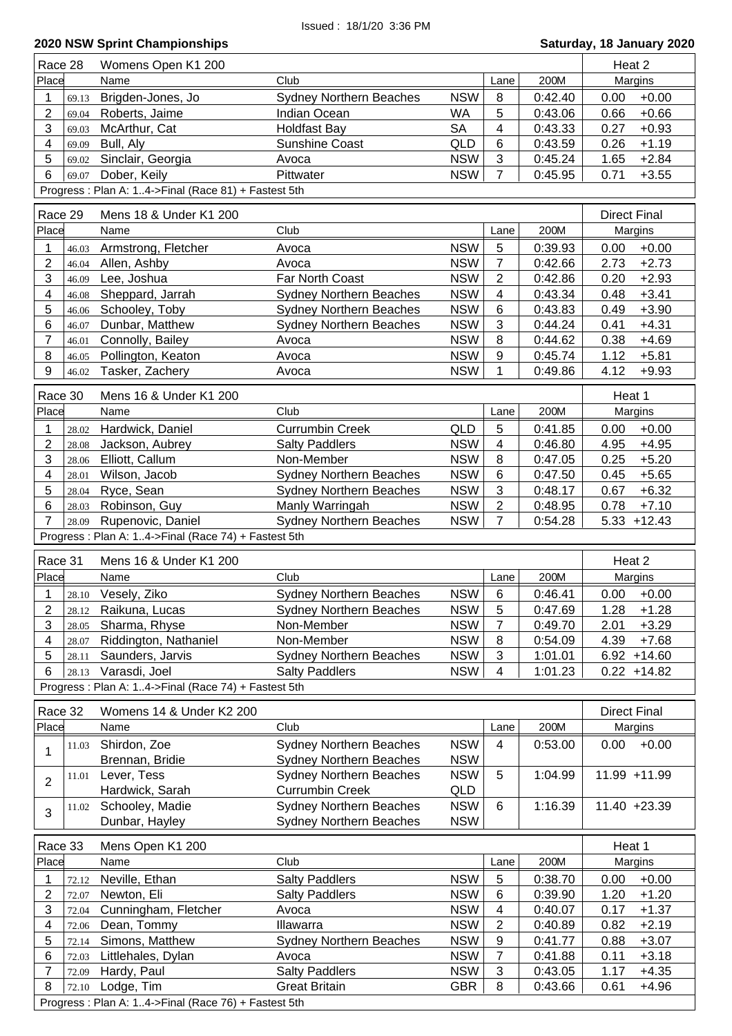Issued : 18/1/20 3:36 PM

**2020 NSW Sprint Championships** — **Saturday, 18 January 2020**

### Race 28 — Womens Open K1 200 — Heat 2

| Place | | Name | Club | | Lane | 200M | Margins | |
|---|---|---|---|---|---|---|---|---|
| 1 | 69.13 | Brigden-Jones, Jo | Sydney Northern Beaches | NSW | 8 | 0:42.40 | 0.00 | +0.00 |
| 2 | 69.04 | Roberts, Jaime | Indian Ocean | WA | 5 | 0:43.06 | 0.66 | +0.66 |
| 3 | 69.03 | McArthur, Cat | Holdfast Bay | SA | 4 | 0:43.33 | 0.27 | +0.93 |
| 4 | 69.09 | Bull, Aly | Sunshine Coast | QLD | 6 | 0:43.59 | 0.26 | +1.19 |
| 5 | 69.02 | Sinclair, Georgia | Avoca | NSW | 3 | 0:45.24 | 1.65 | +2.84 |
| 6 | 69.07 | Dober, Keily | Pittwater | NSW | 7 | 0:45.95 | 0.71 | +3.55 |

Progress : Plan A: 1..4->Final (Race 81) + Fastest 5th

### Race 29 — Mens 18 & Under K1 200 — Direct Final

| Place | | Name | Club | | Lane | 200M | Margins | |
|---|---|---|---|---|---|---|---|---|
| 1 | 46.03 | Armstrong, Fletcher | Avoca | NSW | 5 | 0:39.93 | 0.00 | +0.00 |
| 2 | 46.04 | Allen, Ashby | Avoca | NSW | 7 | 0:42.66 | 2.73 | +2.73 |
| 3 | 46.09 | Lee, Joshua | Far North Coast | NSW | 2 | 0:42.86 | 0.20 | +2.93 |
| 4 | 46.08 | Sheppard, Jarrah | Sydney Northern Beaches | NSW | 4 | 0:43.34 | 0.48 | +3.41 |
| 5 | 46.06 | Schooley, Toby | Sydney Northern Beaches | NSW | 6 | 0:43.83 | 0.49 | +3.90 |
| 6 | 46.07 | Dunbar, Matthew | Sydney Northern Beaches | NSW | 3 | 0:44.24 | 0.41 | +4.31 |
| 7 | 46.01 | Connolly, Bailey | Avoca | NSW | 8 | 0:44.62 | 0.38 | +4.69 |
| 8 | 46.05 | Pollington, Keaton | Avoca | NSW | 9 | 0:45.74 | 1.12 | +5.81 |
| 9 | 46.02 | Tasker, Zachery | Avoca | NSW | 1 | 0:49.86 | 4.12 | +9.93 |

### Race 30 — Mens 16 & Under K1 200 — Heat 1

| Place | | Name | Club | | Lane | 200M | Margins | |
|---|---|---|---|---|---|---|---|---|
| 1 | 28.02 | Hardwick, Daniel | Currumbin Creek | QLD | 5 | 0:41.85 | 0.00 | +0.00 |
| 2 | 28.08 | Jackson, Aubrey | Salty Paddlers | NSW | 4 | 0:46.80 | 4.95 | +4.95 |
| 3 | 28.06 | Elliott, Callum | Non-Member | NSW | 8 | 0:47.05 | 0.25 | +5.20 |
| 4 | 28.01 | Wilson, Jacob | Sydney Northern Beaches | NSW | 6 | 0:47.50 | 0.45 | +5.65 |
| 5 | 28.04 | Ryce, Sean | Sydney Northern Beaches | NSW | 3 | 0:48.17 | 0.67 | +6.32 |
| 6 | 28.03 | Robinson, Guy | Manly Warringah | NSW | 2 | 0:48.95 | 0.78 | +7.10 |
| 7 | 28.09 | Rupenovic, Daniel | Sydney Northern Beaches | NSW | 7 | 0:54.28 | 5.33 | +12.43 |

Progress : Plan A: 1..4->Final (Race 74) + Fastest 5th

### Race 31 — Mens 16 & Under K1 200 — Heat 2

| Place | | Name | Club | | Lane | 200M | Margins | |
|---|---|---|---|---|---|---|---|---|
| 1 | 28.10 | Vesely, Ziko | Sydney Northern Beaches | NSW | 6 | 0:46.41 | 0.00 | +0.00 |
| 2 | 28.12 | Raikuna, Lucas | Sydney Northern Beaches | NSW | 5 | 0:47.69 | 1.28 | +1.28 |
| 3 | 28.05 | Sharma, Rhyse | Non-Member | NSW | 7 | 0:49.70 | 2.01 | +3.29 |
| 4 | 28.07 | Riddington, Nathaniel | Non-Member | NSW | 8 | 0:54.09 | 4.39 | +7.68 |
| 5 | 28.11 | Saunders, Jarvis | Sydney Northern Beaches | NSW | 3 | 1:01.01 | 6.92 | +14.60 |
| 6 | 28.13 | Varasdi, Joel | Salty Paddlers | NSW | 4 | 1:01.23 | 0.22 | +14.82 |

Progress : Plan A: 1..4->Final (Race 74) + Fastest 5th

### Race 32 — Womens 14 & Under K2 200 — Direct Final

| Place | | Name | Club | | Lane | 200M | Margins | |
|---|---|---|---|---|---|---|---|---|
| 1 | 11.03 | Shirdon, Zoe | Sydney Northern Beaches | NSW | 4 | 0:53.00 | 0.00 | +0.00 |
| | | Brennan, Bridie | Sydney Northern Beaches | NSW | | | | |
| 2 | 11.01 | Lever, Tess | Sydney Northern Beaches | NSW | 5 | 1:04.99 | 11.99 | +11.99 |
| | | Hardwick, Sarah | Currumbin Creek | QLD | | | | |
| 3 | 11.02 | Schooley, Madie | Sydney Northern Beaches | NSW | 6 | 1:16.39 | 11.40 | +23.39 |
| | | Dunbar, Hayley | Sydney Northern Beaches | NSW | | | | |

### Race 33 — Mens Open K1 200 — Heat 1

| Place | | Name | Club | | Lane | 200M | Margins | |
|---|---|---|---|---|---|---|---|---|
| 1 | 72.12 | Neville, Ethan | Salty Paddlers | NSW | 5 | 0:38.70 | 0.00 | +0.00 |
| 2 | 72.07 | Newton, Eli | Salty Paddlers | NSW | 6 | 0:39.90 | 1.20 | +1.20 |
| 3 | 72.04 | Cunningham, Fletcher | Avoca | NSW | 4 | 0:40.07 | 0.17 | +1.37 |
| 4 | 72.06 | Dean, Tommy | Illawarra | NSW | 2 | 0:40.89 | 0.82 | +2.19 |
| 5 | 72.14 | Simons, Matthew | Sydney Northern Beaches | NSW | 9 | 0:41.77 | 0.88 | +3.07 |
| 6 | 72.03 | Littlehales, Dylan | Avoca | NSW | 7 | 0:41.88 | 0.11 | +3.18 |
| 7 | 72.09 | Hardy, Paul | Salty Paddlers | NSW | 3 | 0:43.05 | 1.17 | +4.35 |
| 8 | 72.10 | Lodge, Tim | Great Britain | GBR | 8 | 0:43.66 | 0.61 | +4.96 |

Progress : Plan A: 1..4->Final (Race 76) + Fastest 5th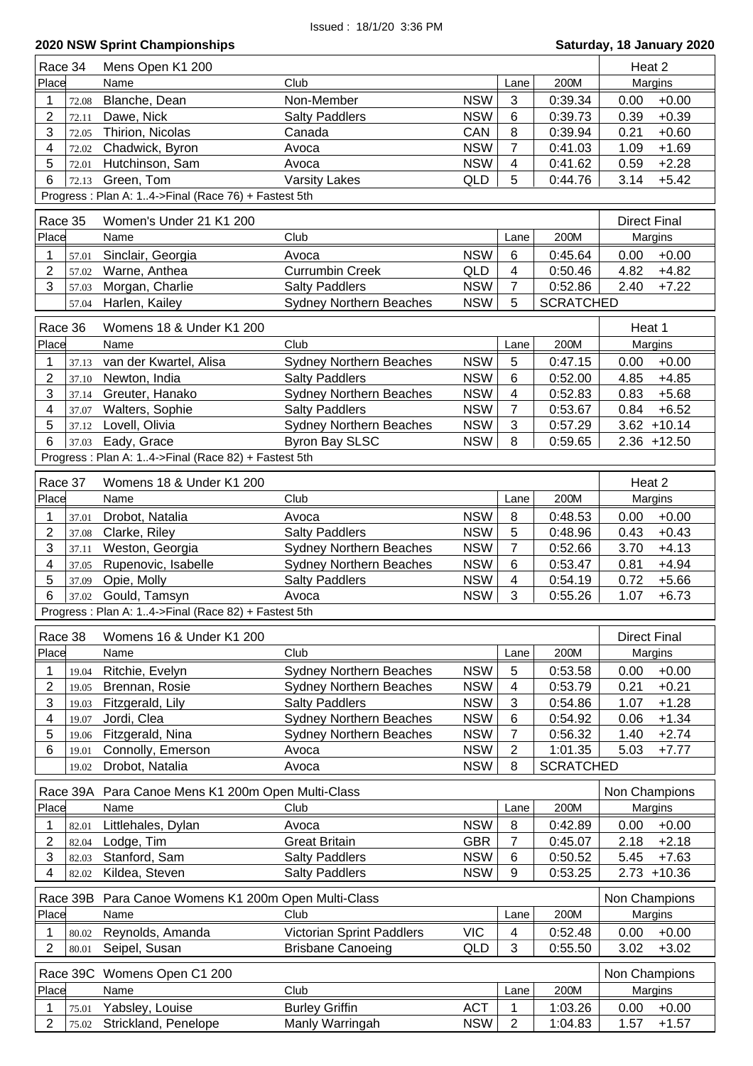Issued : 18/1/20 3:36 PM

## 2020 NSW Sprint Championships

**Saturday, 18 January 2020**

| Race 34 | | Mens Open K1 200 | | | | | Heat 2 | |
|---|---|---|---|---|---|---|---|---|
| Place | | Name | Club | | Lane | 200M | Margins | |
| 1 | 72.08 | Blanche, Dean | Non-Member | NSW | 3 | 0:39.34 | 0.00 | +0.00 |
| 2 | 72.11 | Dawe, Nick | Salty Paddlers | NSW | 6 | 0:39.73 | 0.39 | +0.39 |
| 3 | 72.05 | Thirion, Nicolas | Canada | CAN | 8 | 0:39.94 | 0.21 | +0.60 |
| 4 | 72.02 | Chadwick, Byron | Avoca | NSW | 7 | 0:41.03 | 1.09 | +1.69 |
| 5 | 72.01 | Hutchinson, Sam | Avoca | NSW | 4 | 0:41.62 | 0.59 | +2.28 |
| 6 | 72.13 | Green, Tom | Varsity Lakes | QLD | 5 | 0:44.76 | 3.14 | +5.42 |

Progress : Plan A: 1..4->Final (Race 76) + Fastest 5th

| Race 35 | | Women's Under 21 K1 200 | | | | | Direct Final | |
|---|---|---|---|---|---|---|---|---|
| Place | | Name | Club | | Lane | 200M | Margins | |
| 1 | 57.01 | Sinclair, Georgia | Avoca | NSW | 6 | 0:45.64 | 0.00 | +0.00 |
| 2 | 57.02 | Warne, Anthea | Currumbin Creek | QLD | 4 | 0:50.46 | 4.82 | +4.82 |
| 3 | 57.03 | Morgan, Charlie | Salty Paddlers | NSW | 7 | 0:52.86 | 2.40 | +7.22 |
| | 57.04 | Harlen, Kailey | Sydney Northern Beaches | NSW | 5 | SCRATCHED | | |

| Race 36 | | Womens 18 & Under K1 200 | | | | | Heat 1 | |
|---|---|---|---|---|---|---|---|---|
| Place | | Name | Club | | Lane | 200M | Margins | |
| 1 | 37.13 | van der Kwartel, Alisa | Sydney Northern Beaches | NSW | 5 | 0:47.15 | 0.00 | +0.00 |
| 2 | 37.10 | Newton, India | Salty Paddlers | NSW | 6 | 0:52.00 | 4.85 | +4.85 |
| 3 | 37.14 | Greuter, Hanako | Sydney Northern Beaches | NSW | 4 | 0:52.83 | 0.83 | +5.68 |
| 4 | 37.07 | Walters, Sophie | Salty Paddlers | NSW | 7 | 0:53.67 | 0.84 | +6.52 |
| 5 | 37.12 | Lovell, Olivia | Sydney Northern Beaches | NSW | 3 | 0:57.29 | 3.62 | +10.14 |
| 6 | 37.03 | Eady, Grace | Byron Bay SLSC | NSW | 8 | 0:59.65 | 2.36 | +12.50 |

Progress : Plan A: 1..4->Final (Race 82) + Fastest 5th

| Race 37 | | Womens 18 & Under K1 200 | | | | | Heat 2 | |
|---|---|---|---|---|---|---|---|---|
| Place | | Name | Club | | Lane | 200M | Margins | |
| 1 | 37.01 | Drobot, Natalia | Avoca | NSW | 8 | 0:48.53 | 0.00 | +0.00 |
| 2 | 37.08 | Clarke, Riley | Salty Paddlers | NSW | 5 | 0:48.96 | 0.43 | +0.43 |
| 3 | 37.11 | Weston, Georgia | Sydney Northern Beaches | NSW | 7 | 0:52.66 | 3.70 | +4.13 |
| 4 | 37.05 | Rupenovic, Isabelle | Sydney Northern Beaches | NSW | 6 | 0:53.47 | 0.81 | +4.94 |
| 5 | 37.09 | Opie, Molly | Salty Paddlers | NSW | 4 | 0:54.19 | 0.72 | +5.66 |
| 6 | 37.02 | Gould, Tamsyn | Avoca | NSW | 3 | 0:55.26 | 1.07 | +6.73 |

Progress : Plan A: 1..4->Final (Race 82) + Fastest 5th

| Race 38 | | Womens 16 & Under K1 200 | | | | | Direct Final | |
|---|---|---|---|---|---|---|---|---|
| Place | | Name | Club | | Lane | 200M | Margins | |
| 1 | 19.04 | Ritchie, Evelyn | Sydney Northern Beaches | NSW | 5 | 0:53.58 | 0.00 | +0.00 |
| 2 | 19.05 | Brennan, Rosie | Sydney Northern Beaches | NSW | 4 | 0:53.79 | 0.21 | +0.21 |
| 3 | 19.03 | Fitzgerald, Lily | Salty Paddlers | NSW | 3 | 0:54.86 | 1.07 | +1.28 |
| 4 | 19.07 | Jordi, Clea | Sydney Northern Beaches | NSW | 6 | 0:54.92 | 0.06 | +1.34 |
| 5 | 19.06 | Fitzgerald, Nina | Sydney Northern Beaches | NSW | 7 | 0:56.32 | 1.40 | +2.74 |
| 6 | 19.01 | Connolly, Emerson | Avoca | NSW | 2 | 1:01.35 | 5.03 | +7.77 |
| | 19.02 | Drobot, Natalia | Avoca | NSW | 8 | SCRATCHED | | |

| Race 39A | | Para Canoe Mens K1 200m Open Multi-Class | | | | | Non Champions | |
|---|---|---|---|---|---|---|---|---|
| Place | | Name | Club | | Lane | 200M | Margins | |
| 1 | 82.01 | Littlehales, Dylan | Avoca | NSW | 8 | 0:42.89 | 0.00 | +0.00 |
| 2 | 82.04 | Lodge, Tim | Great Britain | GBR | 7 | 0:45.07 | 2.18 | +2.18 |
| 3 | 82.03 | Stanford, Sam | Salty Paddlers | NSW | 6 | 0:50.52 | 5.45 | +7.63 |
| 4 | 82.02 | Kildea, Steven | Salty Paddlers | NSW | 9 | 0:53.25 | 2.73 | +10.36 |

| Race 39B | | Para Canoe Womens K1 200m Open Multi-Class | | | | | Non Champions | |
|---|---|---|---|---|---|---|---|---|
| Place | | Name | Club | | Lane | 200M | Margins | |
| 1 | 80.02 | Reynolds, Amanda | Victorian Sprint Paddlers | VIC | 4 | 0:52.48 | 0.00 | +0.00 |
| 2 | 80.01 | Seipel, Susan | Brisbane Canoeing | QLD | 3 | 0:55.50 | 3.02 | +3.02 |

| Race 39C | | Womens Open C1 200 | | | | | Non Champions | |
|---|---|---|---|---|---|---|---|---|
| Place | | Name | Club | | Lane | 200M | Margins | |
| 1 | 75.01 | Yabsley, Louise | Burley Griffin | ACT | 1 | 1:03.26 | 0.00 | +0.00 |
| 2 | 75.02 | Strickland, Penelope | Manly Warringah | NSW | 2 | 1:04.83 | 1.57 | +1.57 |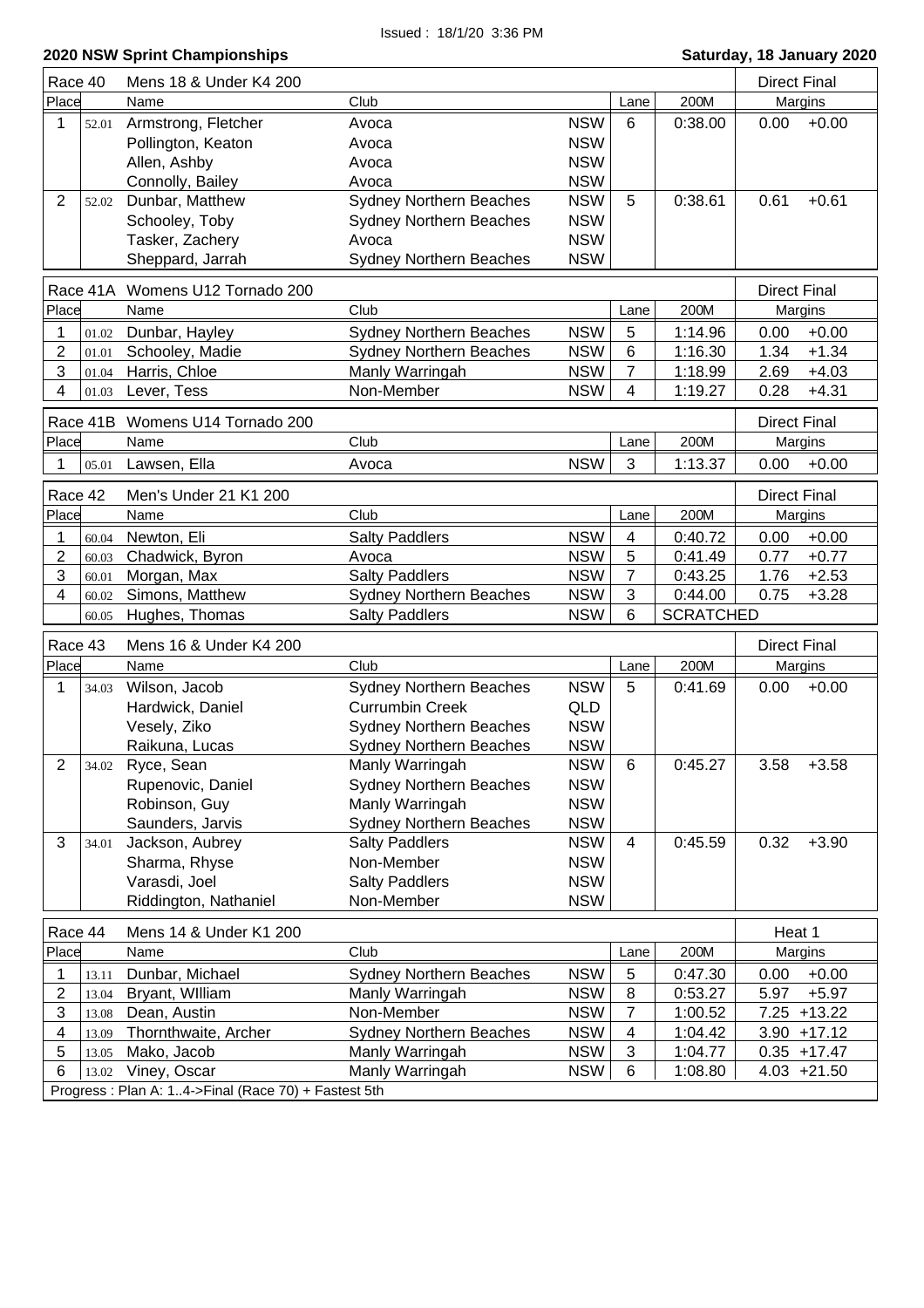Issued : 18/1/20 3:36 PM

## 2020 NSW Sprint Championships

**Saturday, 18 January 2020**

| Race 40 | | Mens 18 & Under K4 200 | | | | | Direct Final | |
|---|---|---|---|---|---|---|---|---|
| Place | | Name | Club | | Lane | 200M | Margins | |
| 1 | 52.01 | Armstrong, Fletcher | Avoca | NSW | 6 | 0:38.00 | 0.00 | +0.00 |
| | | Pollington, Keaton | Avoca | NSW | | | | |
| | | Allen, Ashby | Avoca | NSW | | | | |
| | | Connolly, Bailey | Avoca | NSW | | | | |
| 2 | 52.02 | Dunbar, Matthew | Sydney Northern Beaches | NSW | 5 | 0:38.61 | 0.61 | +0.61 |
| | | Schooley, Toby | Sydney Northern Beaches | NSW | | | | |
| | | Tasker, Zachery | Avoca | NSW | | | | |
| | | Sheppard, Jarrah | Sydney Northern Beaches | NSW | | | | |

| Race 41A | | Womens U12 Tornado 200 | | | | | Direct Final | |
|---|---|---|---|---|---|---|---|---|
| Place | | Name | Club | | Lane | 200M | Margins | |
| 1 | 01.02 | Dunbar, Hayley | Sydney Northern Beaches | NSW | 5 | 1:14.96 | 0.00 | +0.00 |
| 2 | 01.01 | Schooley, Madie | Sydney Northern Beaches | NSW | 6 | 1:16.30 | 1.34 | +1.34 |
| 3 | 01.04 | Harris, Chloe | Manly Warringah | NSW | 7 | 1:18.99 | 2.69 | +4.03 |
| 4 | 01.03 | Lever, Tess | Non-Member | NSW | 4 | 1:19.27 | 0.28 | +4.31 |

| Race 41B | | Womens U14 Tornado 200 | | | | | Direct Final | |
|---|---|---|---|---|---|---|---|---|
| Place | | Name | Club | | Lane | 200M | Margins | |
| 1 | 05.01 | Lawsen, Ella | Avoca | NSW | 3 | 1:13.37 | 0.00 | +0.00 |

| Race 42 | | Men's Under 21 K1 200 | | | | | Direct Final | |
|---|---|---|---|---|---|---|---|---|
| Place | | Name | Club | | Lane | 200M | Margins | |
| 1 | 60.04 | Newton, Eli | Salty Paddlers | NSW | 4 | 0:40.72 | 0.00 | +0.00 |
| 2 | 60.03 | Chadwick, Byron | Avoca | NSW | 5 | 0:41.49 | 0.77 | +0.77 |
| 3 | 60.01 | Morgan, Max | Salty Paddlers | NSW | 7 | 0:43.25 | 1.76 | +2.53 |
| 4 | 60.02 | Simons, Matthew | Sydney Northern Beaches | NSW | 3 | 0:44.00 | 0.75 | +3.28 |
| | 60.05 | Hughes, Thomas | Salty Paddlers | NSW | 6 | SCRATCHED | | |

| Race 43 | | Mens 16 & Under K4 200 | | | | | Direct Final | |
|---|---|---|---|---|---|---|---|---|
| Place | | Name | Club | | Lane | 200M | Margins | |
| 1 | 34.03 | Wilson, Jacob | Sydney Northern Beaches | NSW | 5 | 0:41.69 | 0.00 | +0.00 |
| | | Hardwick, Daniel | Currumbin Creek | QLD | | | | |
| | | Vesely, Ziko | Sydney Northern Beaches | NSW | | | | |
| | | Raikuna, Lucas | Sydney Northern Beaches | NSW | | | | |
| 2 | 34.02 | Ryce, Sean | Manly Warringah | NSW | 6 | 0:45.27 | 3.58 | +3.58 |
| | | Rupenovic, Daniel | Sydney Northern Beaches | NSW | | | | |
| | | Robinson, Guy | Manly Warringah | NSW | | | | |
| | | Saunders, Jarvis | Sydney Northern Beaches | NSW | | | | |
| 3 | 34.01 | Jackson, Aubrey | Salty Paddlers | NSW | 4 | 0:45.59 | 0.32 | +3.90 |
| | | Sharma, Rhyse | Non-Member | NSW | | | | |
| | | Varasdi, Joel | Salty Paddlers | NSW | | | | |
| | | Riddington, Nathaniel | Non-Member | NSW | | | | |

| Race 44 | | Mens 14 & Under K1 200 | | | | | Heat 1 | |
|---|---|---|---|---|---|---|---|---|
| Place | | Name | Club | | Lane | 200M | Margins | |
| 1 | 13.11 | Dunbar, Michael | Sydney Northern Beaches | NSW | 5 | 0:47.30 | 0.00 | +0.00 |
| 2 | 13.04 | Bryant, WIlliam | Manly Warringah | NSW | 8 | 0:53.27 | 5.97 | +5.97 |
| 3 | 13.08 | Dean, Austin | Non-Member | NSW | 7 | 1:00.52 | 7.25 | +13.22 |
| 4 | 13.09 | Thornthwaite, Archer | Sydney Northern Beaches | NSW | 4 | 1:04.42 | 3.90 | +17.12 |
| 5 | 13.05 | Mako, Jacob | Manly Warringah | NSW | 3 | 1:04.77 | 0.35 | +17.47 |
| 6 | 13.02 | Viney, Oscar | Manly Warringah | NSW | 6 | 1:08.80 | 4.03 | +21.50 |

Progress : Plan A: 1..4->Final (Race 70) + Fastest 5th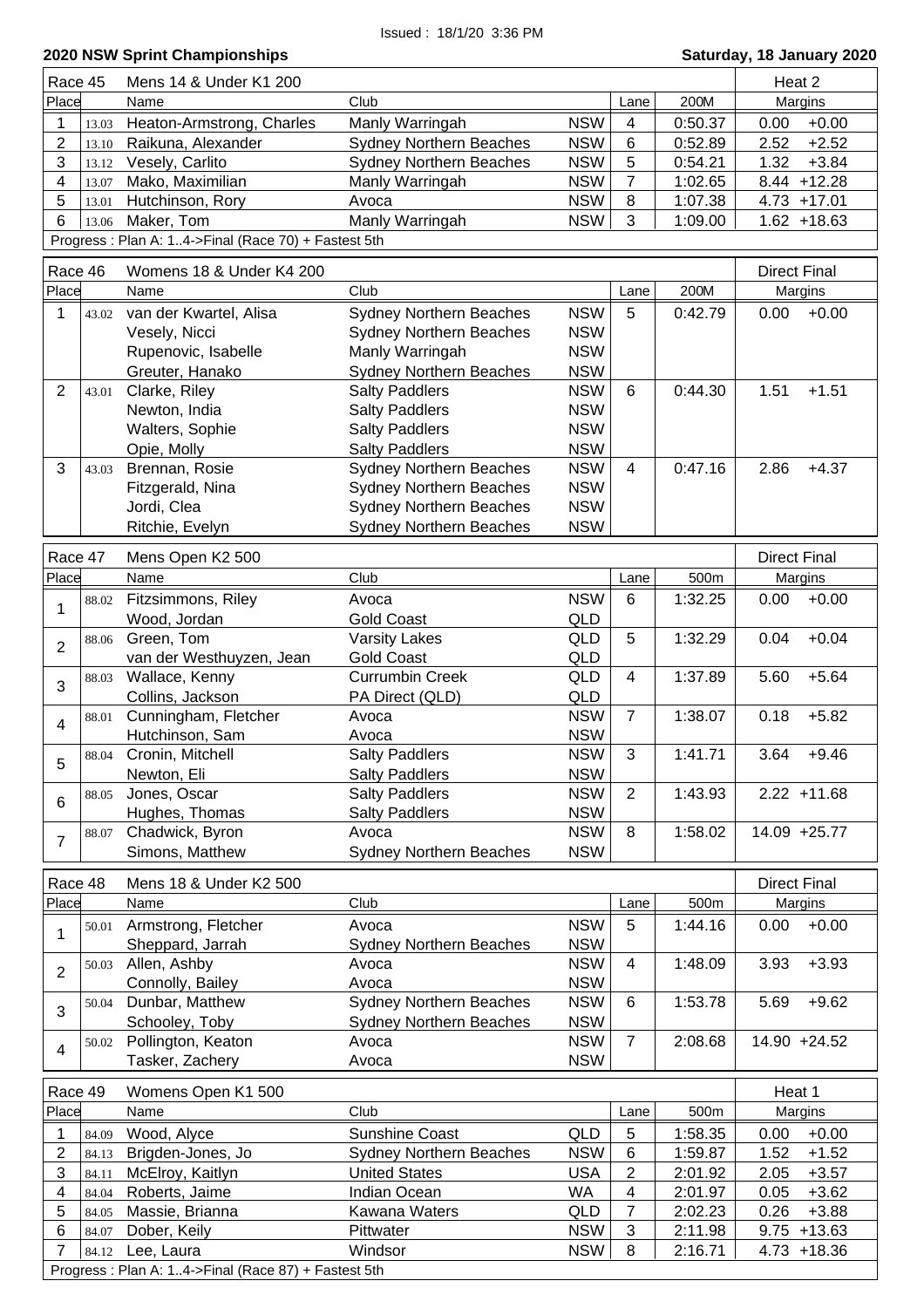Issued : 18/1/20 3:36 PM

## 2020 NSW Sprint Championships

**Saturday, 18 January 2020**

| Race 45 | | Mens 14 & Under K1 200 | | | | | Heat 2 | |
|---|---|---|---|---|---|---|---|---|
| Place | | Name | Club | | Lane | 200M | Margins | |
| 1 | 13.03 | Heaton-Armstrong, Charles | Manly Warringah | NSW | 4 | 0:50.37 | 0.00 | +0.00 |
| 2 | 13.10 | Raikuna, Alexander | Sydney Northern Beaches | NSW | 6 | 0:52.89 | 2.52 | +2.52 |
| 3 | 13.12 | Vesely, Carlito | Sydney Northern Beaches | NSW | 5 | 0:54.21 | 1.32 | +3.84 |
| 4 | 13.07 | Mako, Maximilian | Manly Warringah | NSW | 7 | 1:02.65 | 8.44 | +12.28 |
| 5 | 13.01 | Hutchinson, Rory | Avoca | NSW | 8 | 1:07.38 | 4.73 | +17.01 |
| 6 | 13.06 | Maker, Tom | Manly Warringah | NSW | 3 | 1:09.00 | 1.62 | +18.63 |

Progress : Plan A: 1..4->Final (Race 70) + Fastest 5th

| Race 46 | | Womens 18 & Under K4 200 | | | | | Direct Final | |
|---|---|---|---|---|---|---|---|---|
| Place | | Name | Club | | Lane | 200M | Margins | |
| 1 | 43.02 | van der Kwartel, Alisa | Sydney Northern Beaches | NSW | 5 | 0:42.79 | 0.00 | +0.00 |
| | | Vesely, Nicci | Sydney Northern Beaches | NSW | | | | |
| | | Rupenovic, Isabelle | Manly Warringah | NSW | | | | |
| | | Greuter, Hanako | Sydney Northern Beaches | NSW | | | | |
| 2 | 43.01 | Clarke, Riley | Salty Paddlers | NSW | 6 | 0:44.30 | 1.51 | +1.51 |
| | | Newton, India | Salty Paddlers | NSW | | | | |
| | | Walters, Sophie | Salty Paddlers | NSW | | | | |
| | | Opie, Molly | Salty Paddlers | NSW | | | | |
| 3 | 43.03 | Brennan, Rosie | Sydney Northern Beaches | NSW | 4 | 0:47.16 | 2.86 | +4.37 |
| | | Fitzgerald, Nina | Sydney Northern Beaches | NSW | | | | |
| | | Jordi, Clea | Sydney Northern Beaches | NSW | | | | |
| | | Ritchie, Evelyn | Sydney Northern Beaches | NSW | | | | |

| Race 47 | | Mens Open K2 500 | | | | | Direct Final | |
|---|---|---|---|---|---|---|---|---|
| Place | | Name | Club | | Lane | 500m | Margins | |
| 1 | 88.02 | Fitzsimmons, Riley | Avoca | NSW | 6 | 1:32.25 | 0.00 | +0.00 |
| | | Wood, Jordan | Gold Coast | QLD | | | | |
| 2 | 88.06 | Green, Tom | Varsity Lakes | QLD | 5 | 1:32.29 | 0.04 | +0.04 |
| | | van der Westhuyzen, Jean | Gold Coast | QLD | | | | |
| 3 | 88.03 | Wallace, Kenny | Currumbin Creek | QLD | 4 | 1:37.89 | 5.60 | +5.64 |
| | | Collins, Jackson | PA Direct (QLD) | QLD | | | | |
| 4 | 88.01 | Cunningham, Fletcher | Avoca | NSW | 7 | 1:38.07 | 0.18 | +5.82 |
| | | Hutchinson, Sam | Avoca | NSW | | | | |
| 5 | 88.04 | Cronin, Mitchell | Salty Paddlers | NSW | 3 | 1:41.71 | 3.64 | +9.46 |
| | | Newton, Eli | Salty Paddlers | NSW | | | | |
| 6 | 88.05 | Jones, Oscar | Salty Paddlers | NSW | 2 | 1:43.93 | 2.22 | +11.68 |
| | | Hughes, Thomas | Salty Paddlers | NSW | | | | |
| 7 | 88.07 | Chadwick, Byron | Avoca | NSW | 8 | 1:58.02 | 14.09 | +25.77 |
| | | Simons, Matthew | Sydney Northern Beaches | NSW | | | | |

| Race 48 | | Mens 18 & Under K2 500 | | | | | Direct Final | |
|---|---|---|---|---|---|---|---|---|
| Place | | Name | Club | | Lane | 500m | Margins | |
| 1 | 50.01 | Armstrong, Fletcher | Avoca | NSW | 5 | 1:44.16 | 0.00 | +0.00 |
| | | Sheppard, Jarrah | Sydney Northern Beaches | NSW | | | | |
| 2 | 50.03 | Allen, Ashby | Avoca | NSW | 4 | 1:48.09 | 3.93 | +3.93 |
| | | Connolly, Bailey | Avoca | NSW | | | | |
| 3 | 50.04 | Dunbar, Matthew | Sydney Northern Beaches | NSW | 6 | 1:53.78 | 5.69 | +9.62 |
| | | Schooley, Toby | Sydney Northern Beaches | NSW | | | | |
| 4 | 50.02 | Pollington, Keaton | Avoca | NSW | 7 | 2:08.68 | 14.90 | +24.52 |
| | | Tasker, Zachery | Avoca | NSW | | | | |

| Race 49 | | Womens Open K1 500 | | | | | Heat 1 | |
|---|---|---|---|---|---|---|---|---|
| Place | | Name | Club | | Lane | 500m | Margins | |
| 1 | 84.09 | Wood, Alyce | Sunshine Coast | QLD | 5 | 1:58.35 | 0.00 | +0.00 |
| 2 | 84.13 | Brigden-Jones, Jo | Sydney Northern Beaches | NSW | 6 | 1:59.87 | 1.52 | +1.52 |
| 3 | 84.11 | McElroy, Kaitlyn | United States | USA | 2 | 2:01.92 | 2.05 | +3.57 |
| 4 | 84.04 | Roberts, Jaime | Indian Ocean | WA | 4 | 2:01.97 | 0.05 | +3.62 |
| 5 | 84.05 | Massie, Brianna | Kawana Waters | QLD | 7 | 2:02.23 | 0.26 | +3.88 |
| 6 | 84.07 | Dober, Keily | Pittwater | NSW | 3 | 2:11.98 | 9.75 | +13.63 |
| 7 | 84.12 | Lee, Laura | Windsor | NSW | 8 | 2:16.71 | 4.73 | +18.36 |

Progress : Plan A: 1..4->Final (Race 87) + Fastest 5th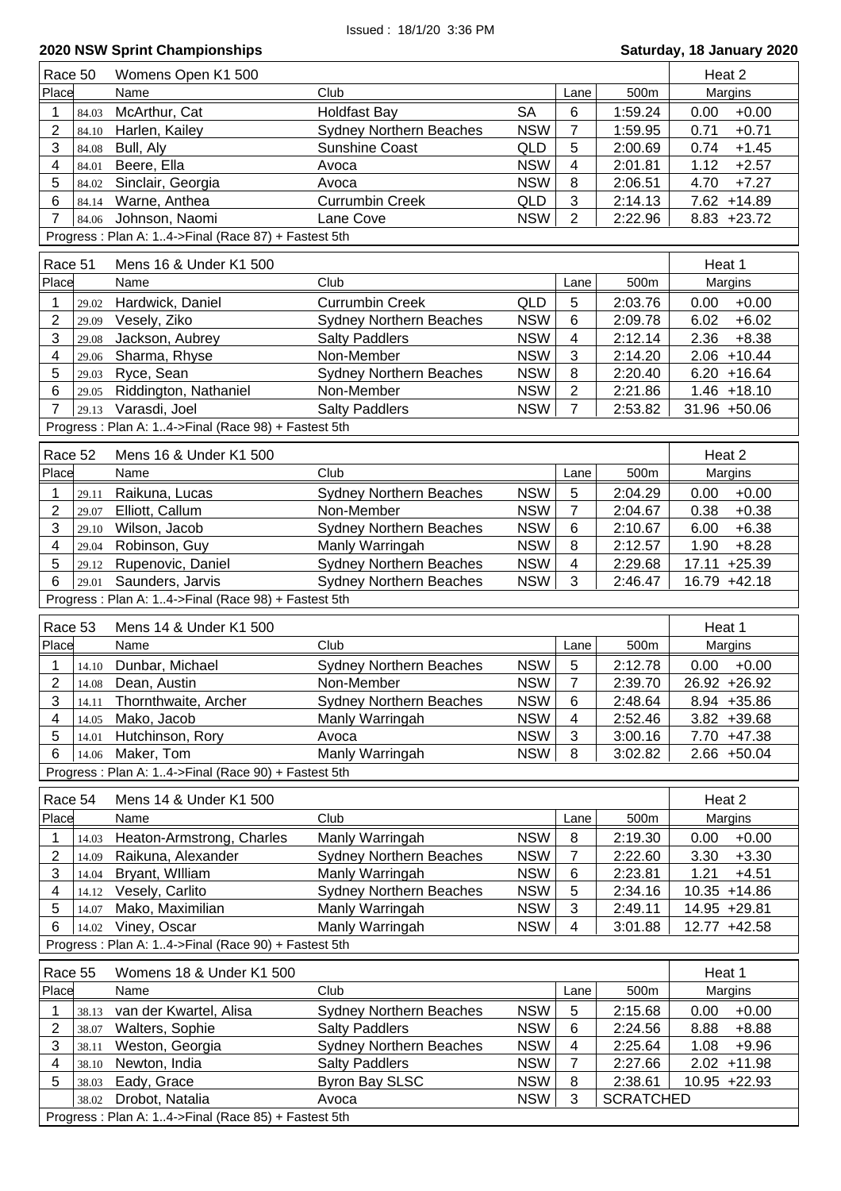Issued : 18/1/20 3:36 PM

**2020 NSW Sprint Championships** — **Saturday, 18 January 2020**

| Race 50 | | Womens Open K1 500 | | | | | Heat 2 | |
|---|---|---|---|---|---|---|---|---|
| Place | | Name | Club | | Lane | 500m | Margins | |
| 1 | 84.03 | McArthur, Cat | Holdfast Bay | SA | 6 | 1:59.24 | 0.00 | +0.00 |
| 2 | 84.10 | Harlen, Kailey | Sydney Northern Beaches | NSW | 7 | 1:59.95 | 0.71 | +0.71 |
| 3 | 84.08 | Bull, Aly | Sunshine Coast | QLD | 5 | 2:00.69 | 0.74 | +1.45 |
| 4 | 84.01 | Beere, Ella | Avoca | NSW | 4 | 2:01.81 | 1.12 | +2.57 |
| 5 | 84.02 | Sinclair, Georgia | Avoca | NSW | 8 | 2:06.51 | 4.70 | +7.27 |
| 6 | 84.14 | Warne, Anthea | Currumbin Creek | QLD | 3 | 2:14.13 | 7.62 | +14.89 |
| 7 | 84.06 | Johnson, Naomi | Lane Cove | NSW | 2 | 2:22.96 | 8.83 | +23.72 |

Progress : Plan A: 1..4->Final (Race 87) + Fastest 5th

| Race 51 | | Mens 16 & Under K1 500 | | | | | Heat 1 | |
|---|---|---|---|---|---|---|---|---|
| Place | | Name | Club | | Lane | 500m | Margins | |
| 1 | 29.02 | Hardwick, Daniel | Currumbin Creek | QLD | 5 | 2:03.76 | 0.00 | +0.00 |
| 2 | 29.09 | Vesely, Ziko | Sydney Northern Beaches | NSW | 6 | 2:09.78 | 6.02 | +6.02 |
| 3 | 29.08 | Jackson, Aubrey | Salty Paddlers | NSW | 4 | 2:12.14 | 2.36 | +8.38 |
| 4 | 29.06 | Sharma, Rhyse | Non-Member | NSW | 3 | 2:14.20 | 2.06 | +10.44 |
| 5 | 29.03 | Ryce, Sean | Sydney Northern Beaches | NSW | 8 | 2:20.40 | 6.20 | +16.64 |
| 6 | 29.05 | Riddington, Nathaniel | Non-Member | NSW | 2 | 2:21.86 | 1.46 | +18.10 |
| 7 | 29.13 | Varasdi, Joel | Salty Paddlers | NSW | 7 | 2:53.82 | 31.96 | +50.06 |

Progress : Plan A: 1..4->Final (Race 98) + Fastest 5th

| Race 52 | | Mens 16 & Under K1 500 | | | | | Heat 2 | |
|---|---|---|---|---|---|---|---|---|
| Place | | Name | Club | | Lane | 500m | Margins | |
| 1 | 29.11 | Raikuna, Lucas | Sydney Northern Beaches | NSW | 5 | 2:04.29 | 0.00 | +0.00 |
| 2 | 29.07 | Elliott, Callum | Non-Member | NSW | 7 | 2:04.67 | 0.38 | +0.38 |
| 3 | 29.10 | Wilson, Jacob | Sydney Northern Beaches | NSW | 6 | 2:10.67 | 6.00 | +6.38 |
| 4 | 29.04 | Robinson, Guy | Manly Warringah | NSW | 8 | 2:12.57 | 1.90 | +8.28 |
| 5 | 29.12 | Rupenovic, Daniel | Sydney Northern Beaches | NSW | 4 | 2:29.68 | 17.11 | +25.39 |
| 6 | 29.01 | Saunders, Jarvis | Sydney Northern Beaches | NSW | 3 | 2:46.47 | 16.79 | +42.18 |

Progress : Plan A: 1..4->Final (Race 98) + Fastest 5th

| Race 53 | | Mens 14 & Under K1 500 | | | | | Heat 1 | |
|---|---|---|---|---|---|---|---|---|
| Place | | Name | Club | | Lane | 500m | Margins | |
| 1 | 14.10 | Dunbar, Michael | Sydney Northern Beaches | NSW | 5 | 2:12.78 | 0.00 | +0.00 |
| 2 | 14.08 | Dean, Austin | Non-Member | NSW | 7 | 2:39.70 | 26.92 | +26.92 |
| 3 | 14.11 | Thornthwaite, Archer | Sydney Northern Beaches | NSW | 6 | 2:48.64 | 8.94 | +35.86 |
| 4 | 14.05 | Mako, Jacob | Manly Warringah | NSW | 4 | 2:52.46 | 3.82 | +39.68 |
| 5 | 14.01 | Hutchinson, Rory | Avoca | NSW | 3 | 3:00.16 | 7.70 | +47.38 |
| 6 | 14.06 | Maker, Tom | Manly Warringah | NSW | 8 | 3:02.82 | 2.66 | +50.04 |

Progress : Plan A: 1..4->Final (Race 90) + Fastest 5th

| Race 54 | | Mens 14 & Under K1 500 | | | | | Heat 2 | |
|---|---|---|---|---|---|---|---|---|
| Place | | Name | Club | | Lane | 500m | Margins | |
| 1 | 14.03 | Heaton-Armstrong, Charles | Manly Warringah | NSW | 8 | 2:19.30 | 0.00 | +0.00 |
| 2 | 14.09 | Raikuna, Alexander | Sydney Northern Beaches | NSW | 7 | 2:22.60 | 3.30 | +3.30 |
| 3 | 14.04 | Bryant, WIlliam | Manly Warringah | NSW | 6 | 2:23.81 | 1.21 | +4.51 |
| 4 | 14.12 | Vesely, Carlito | Sydney Northern Beaches | NSW | 5 | 2:34.16 | 10.35 | +14.86 |
| 5 | 14.07 | Mako, Maximilian | Manly Warringah | NSW | 3 | 2:49.11 | 14.95 | +29.81 |
| 6 | 14.02 | Viney, Oscar | Manly Warringah | NSW | 4 | 3:01.88 | 12.77 | +42.58 |

Progress : Plan A: 1..4->Final (Race 90) + Fastest 5th

| Race 55 | | Womens 18 & Under K1 500 | | | | | Heat 1 | |
|---|---|---|---|---|---|---|---|---|
| Place | | Name | Club | | Lane | 500m | Margins | |
| 1 | 38.13 | van der Kwartel, Alisa | Sydney Northern Beaches | NSW | 5 | 2:15.68 | 0.00 | +0.00 |
| 2 | 38.07 | Walters, Sophie | Salty Paddlers | NSW | 6 | 2:24.56 | 8.88 | +8.88 |
| 3 | 38.11 | Weston, Georgia | Sydney Northern Beaches | NSW | 4 | 2:25.64 | 1.08 | +9.96 |
| 4 | 38.10 | Newton, India | Salty Paddlers | NSW | 7 | 2:27.66 | 2.02 | +11.98 |
| 5 | 38.03 | Eady, Grace | Byron Bay SLSC | NSW | 8 | 2:38.61 | 10.95 | +22.93 |
| | 38.02 | Drobot, Natalia | Avoca | NSW | 3 | SCRATCHED | | |

Progress : Plan A: 1..4->Final (Race 85) + Fastest 5th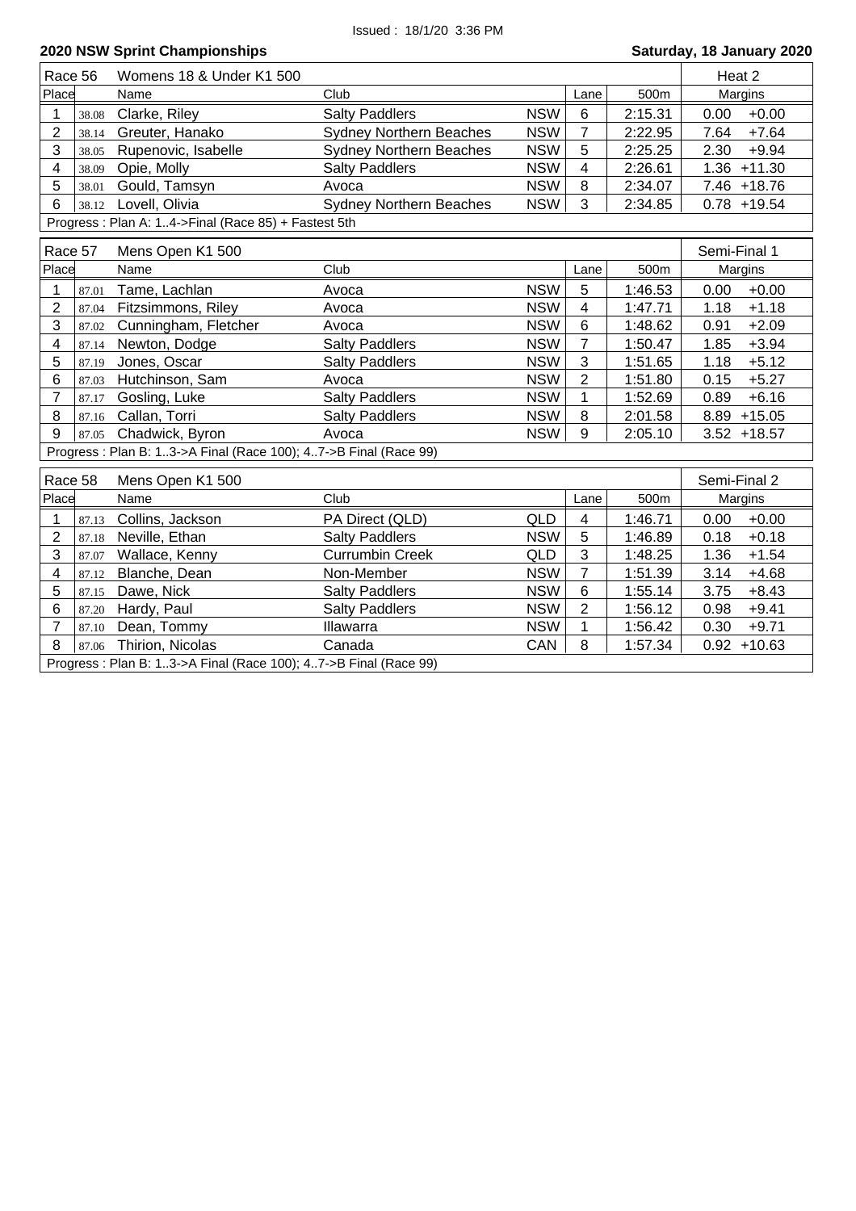Issued : 18/1/20 3:36 PM

**2020 NSW Sprint Championships** **Saturday, 18 January 2020**

| Race 56 | | Womens 18 & Under K1 500 | | | | | Heat 2 | |
|---|---|---|---|---|---|---|---|---|
| Place | | Name | Club | | Lane | 500m | Margins | |
| 1 | 38.08 | Clarke, Riley | Salty Paddlers | NSW | 6 | 2:15.31 | 0.00 | +0.00 |
| 2 | 38.14 | Greuter, Hanako | Sydney Northern Beaches | NSW | 7 | 2:22.95 | 7.64 | +7.64 |
| 3 | 38.05 | Rupenovic, Isabelle | Sydney Northern Beaches | NSW | 5 | 2:25.25 | 2.30 | +9.94 |
| 4 | 38.09 | Opie, Molly | Salty Paddlers | NSW | 4 | 2:26.61 | 1.36 | +11.30 |
| 5 | 38.01 | Gould, Tamsyn | Avoca | NSW | 8 | 2:34.07 | 7.46 | +18.76 |
| 6 | 38.12 | Lovell, Olivia | Sydney Northern Beaches | NSW | 3 | 2:34.85 | 0.78 | +19.54 |

Progress : Plan A: 1..4->Final (Race 85) + Fastest 5th

| Race 57 | | Mens Open K1 500 | | | | | Semi-Final 1 | |
|---|---|---|---|---|---|---|---|---|
| Place | | Name | Club | | Lane | 500m | Margins | |
| 1 | 87.01 | Tame, Lachlan | Avoca | NSW | 5 | 1:46.53 | 0.00 | +0.00 |
| 2 | 87.04 | Fitzsimmons, Riley | Avoca | NSW | 4 | 1:47.71 | 1.18 | +1.18 |
| 3 | 87.02 | Cunningham, Fletcher | Avoca | NSW | 6 | 1:48.62 | 0.91 | +2.09 |
| 4 | 87.14 | Newton, Dodge | Salty Paddlers | NSW | 7 | 1:50.47 | 1.85 | +3.94 |
| 5 | 87.19 | Jones, Oscar | Salty Paddlers | NSW | 3 | 1:51.65 | 1.18 | +5.12 |
| 6 | 87.03 | Hutchinson, Sam | Avoca | NSW | 2 | 1:51.80 | 0.15 | +5.27 |
| 7 | 87.17 | Gosling, Luke | Salty Paddlers | NSW | 1 | 1:52.69 | 0.89 | +6.16 |
| 8 | 87.16 | Callan, Torri | Salty Paddlers | NSW | 8 | 2:01.58 | 8.89 | +15.05 |
| 9 | 87.05 | Chadwick, Byron | Avoca | NSW | 9 | 2:05.10 | 3.52 | +18.57 |

Progress : Plan B: 1..3->A Final (Race 100); 4..7->B Final (Race 99)

| Race 58 | | Mens Open K1 500 | | | | | Semi-Final 2 | |
|---|---|---|---|---|---|---|---|---|
| Place | | Name | Club | | Lane | 500m | Margins | |
| 1 | 87.13 | Collins, Jackson | PA Direct (QLD) | QLD | 4 | 1:46.71 | 0.00 | +0.00 |
| 2 | 87.18 | Neville, Ethan | Salty Paddlers | NSW | 5 | 1:46.89 | 0.18 | +0.18 |
| 3 | 87.07 | Wallace, Kenny | Currumbin Creek | QLD | 3 | 1:48.25 | 1.36 | +1.54 |
| 4 | 87.12 | Blanche, Dean | Non-Member | NSW | 7 | 1:51.39 | 3.14 | +4.68 |
| 5 | 87.15 | Dawe, Nick | Salty Paddlers | NSW | 6 | 1:55.14 | 3.75 | +8.43 |
| 6 | 87.20 | Hardy, Paul | Salty Paddlers | NSW | 2 | 1:56.12 | 0.98 | +9.41 |
| 7 | 87.10 | Dean, Tommy | Illawarra | NSW | 1 | 1:56.42 | 0.30 | +9.71 |
| 8 | 87.06 | Thirion, Nicolas | Canada | CAN | 8 | 1:57.34 | 0.92 | +10.63 |

Progress : Plan B: 1..3->A Final (Race 100); 4..7->B Final (Race 99)